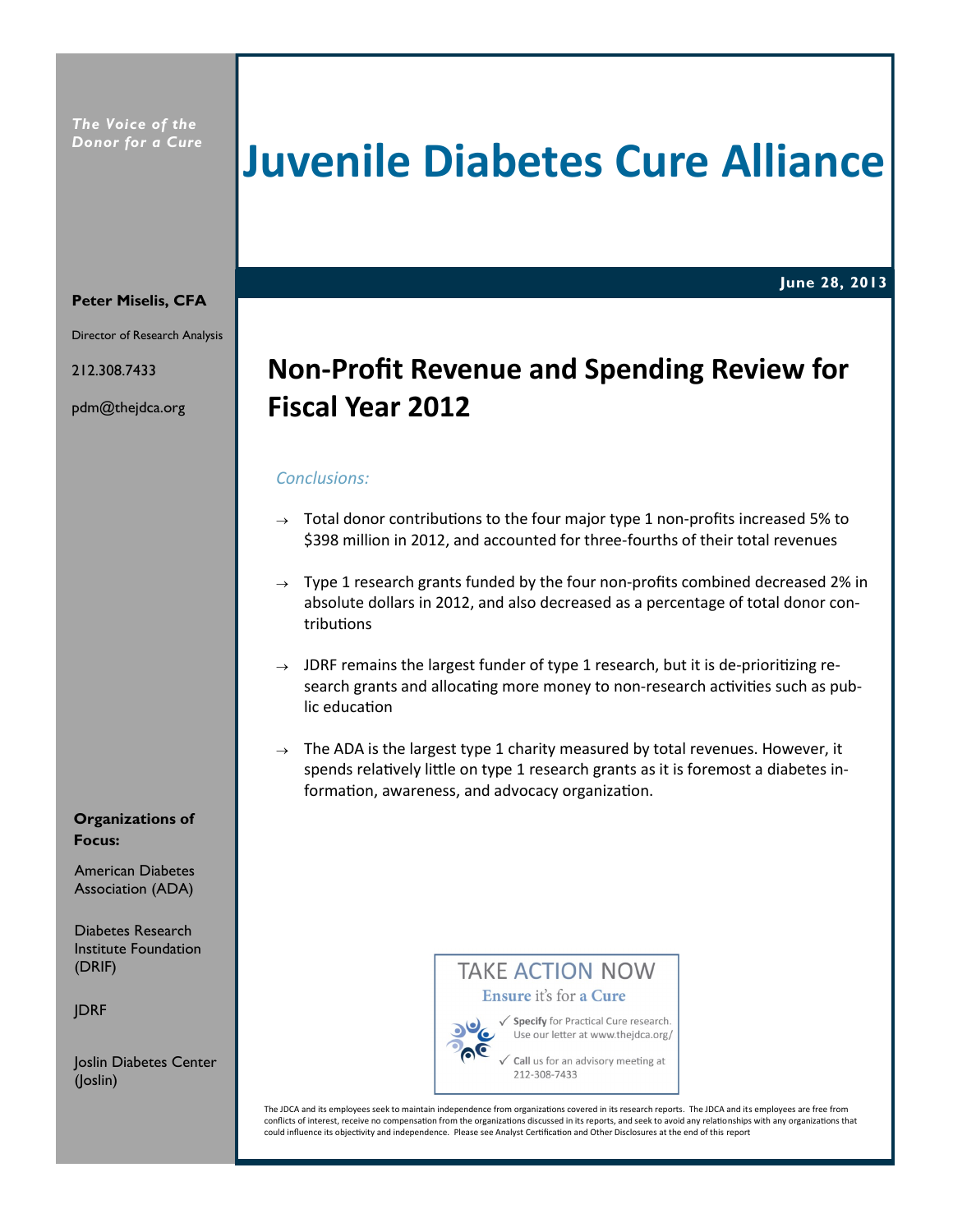*The Voice of the Donor for a Cure*

# Juvenile Diabetes Cure Alliance

**June 28, 2013**

**Peter Miselis, CFA**

Director of Research Analysis

212.308.7433

pdm@thejdca.org

## Non-Profit Revenue and Spending Review for Fiscal Year 2012

*Conclusions:*

→ Total donor contributions to the four major type 1 non-profits increased 5% to $398 million in 2012, and accounted for three-fourths of their total revenues

→ Type 1 research grants funded by the four non-profits combined decreased 2% in absolute dollars in 2012, and also decreased as a percentage of total donor contributions

→ JDRF remains the largest funder of type 1 research, but it is de-prioritizing research grants and allocating more money to non-research activities such as public education

→ The ADA is the largest type 1 charity measured by total revenues. However, it spends relatively little on type 1 research grants as it is foremost a diabetes information, awareness, and advocacy organization.

**Organizations of Focus:**

American Diabetes Association (ADA)

Diabetes Research Institute Foundation (DRIF)

JDRF

Joslin Diabetes Center (Joslin)

TAKE ACTION NOW

**Ensure** it's for **a Cure**

✓ **Specify** for Practical Cure research. Use our letter at www.thejdca.org/

✓ **Call** us for an advisory meeting at 212-308-7433

The JDCA and its employees seek to maintain independence from organizations covered in its research reports. The JDCA and its employees are free from conflicts of interest, receive no compensation from the organizations discussed in its reports, and seek to avoid any relationships with any organizations that could influence its objectivity and independence. Please see Analyst Certification and Other Disclosures at the end of this report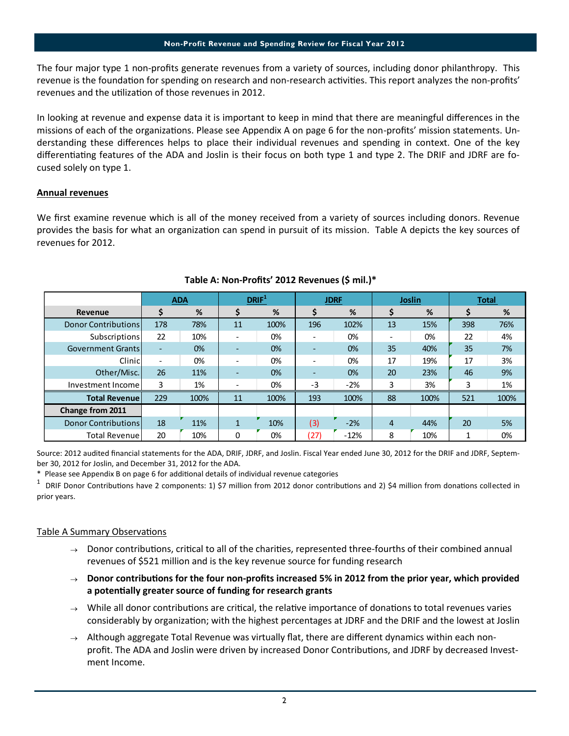The four major type 1 non-profits generate revenues from a variety of sources, including donor philanthropy. This revenue is the foundation for spending on research and non-research activities. This report analyzes the non-profits' revenues and the utilization of those revenues in 2012.

In looking at revenue and expense data it is important to keep in mind that there are meaningful differences in the missions of each of the organizations. Please see Appendix A on page 6 for the non-profits' mission statements. Understanding these differences helps to place their individual revenues and spending in context. One of the key differentiating features of the ADA and Joslin is their focus on both type 1 and type 2. The DRIF and JDRF are focused solely on type 1.

## Annual revenues

We first examine revenue which is all of the money received from a variety of sources including donors. Revenue provides the basis for what an organization can spend in pursuit of its mission. Table A depicts the key sources of revenues for 2012.

**Table A: Non-Profits' 2012 Revenues ($ mil.)***

| | ADA | | DRIF[1] | | JDRF | | Joslin | | Total | |
|---|---|---|---|---|---|---|---|---|---|---|
| **Revenue** | **$** | **%** | **$** | **%** | **$** | **%** | **$** | **%** | **$** | **%** |
| Donor Contributions | 178 | 78% | 11 | 100% | 196 | 102% | 13 | 15% | 398 | 76% |
| Subscriptions | 22 | 10% | - | 0% | - | 0% | - | 0% | 22 | 4% |
| Government Grants | - | 0% | - | 0% | - | 0% | 35 | 40% | 35 | 7% |
| Clinic | - | 0% | - | 0% | - | 0% | 17 | 19% | 17 | 3% |
| Other/Misc. | 26 | 11% | - | 0% | - | 0% | 20 | 23% | 46 | 9% |
| Investment Income | 3 | 1% | - | 0% | -3 | -2% | 3 | 3% | 3 | 1% |
| **Total Revenue** | 229 | 100% | 11 | 100% | 193 | 100% | 88 | 100% | 521 | 100% |
| **Change from 2011** | | | | | | | | | | |
| Donor Contributions | 18 | 11% | 1 | 10% | (3) | -2% | 4 | 44% | 20 | 5% |
| Total Revenue | 20 | 10% | 0 | 0% | (27) | -12% | 8 | 10% | 1 | 0% |

Source: 2012 audited financial statements for the ADA, DRIF, JDRF, and Joslin. Fiscal Year ended June 30, 2012 for the DRIF and JDRF, September 30, 2012 for Joslin, and December 31, 2012 for the ADA.

\* Please see Appendix B on page 6 for additional details of individual revenue categories

[1] DRIF Donor Contributions have 2 components: 1) $7 million from 2012 donor contributions and 2) $4 million from donations collected in prior years.

### Table A Summary Observations

- Donor contributions, critical to all of the charities, represented three-fourths of their combined annual revenues of $521 million and is the key revenue source for funding research
- **Donor contributions for the four non-profits increased 5% in 2012 from the prior year, which provided a potentially greater source of funding for research grants**
- While all donor contributions are critical, the relative importance of donations to total revenues varies considerably by organization; with the highest percentages at JDRF and the DRIF and the lowest at Joslin
- Although aggregate Total Revenue was virtually flat, there are different dynamics within each non-profit. The ADA and Joslin were driven by increased Donor Contributions, and JDRF by decreased Investment Income.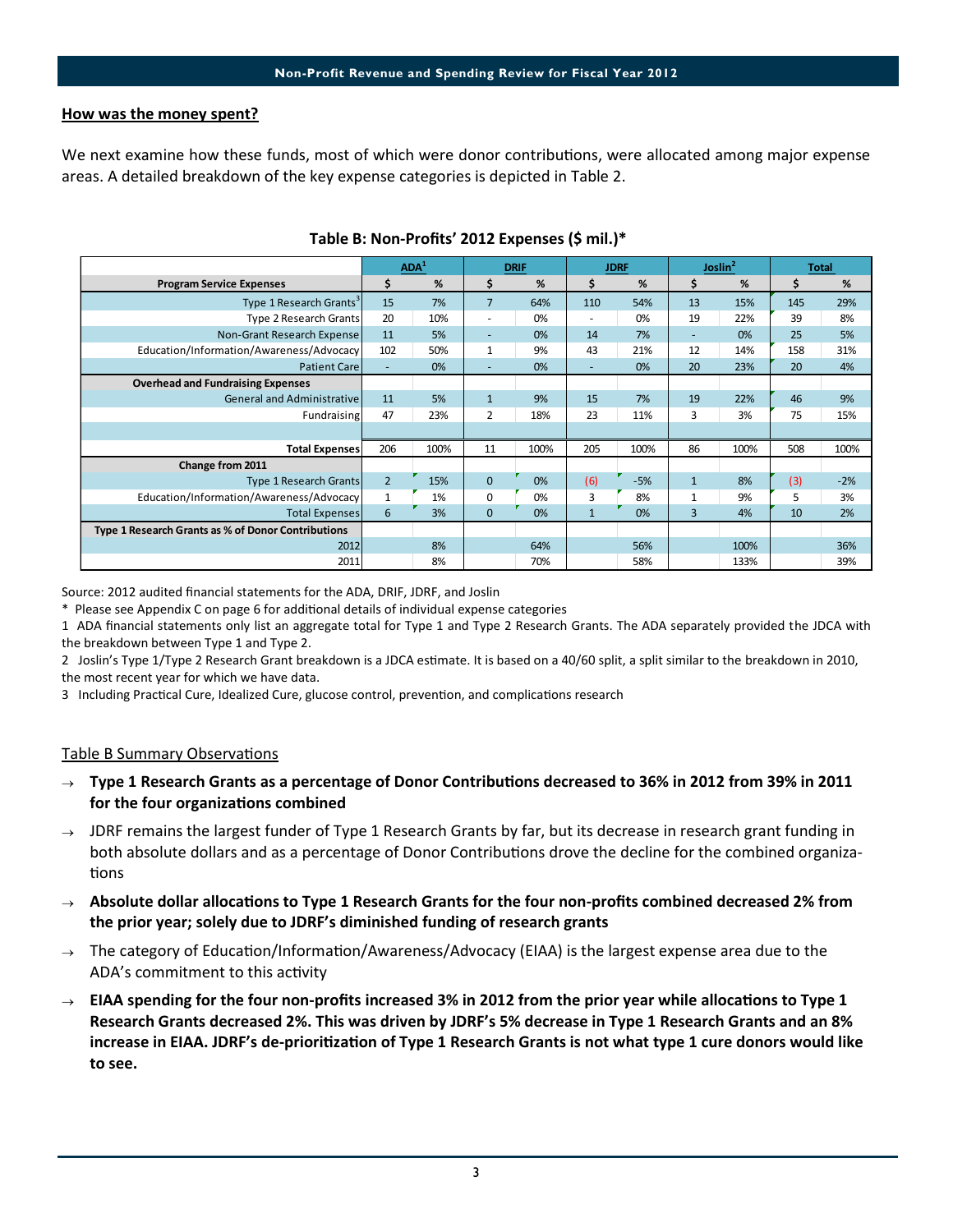## How was the money spent?

We next examine how these funds, most of which were donor contributions, were allocated among major expense areas. A detailed breakdown of the key expense categories is depicted in Table 2.

**Table B: Non-Profits' 2012 Expenses ($ mil.)***

| | ADA[1] | | DRIF | | JDRF | | Joslin[2] | | Total | |
|---|---|---|---|---|---|---|---|---|---|---|
| **Program Service Expenses** | $ | % | $ | % | $ | % | $ | % | $ | % |
| Type 1 Research Grants[3] | 15 | 7% | 7 | 64% | 110 | 54% | 13 | 15% | 145 | 29% |
| Type 2 Research Grants | 20 | 10% | - | 0% | - | 0% | 19 | 22% | 39 | 8% |
| Non-Grant Research Expense | 11 | 5% | - | 0% | 14 | 7% | - | 0% | 25 | 5% |
| Education/Information/Awareness/Advocacy | 102 | 50% | 1 | 9% | 43 | 21% | 12 | 14% | 158 | 31% |
| Patient Care | - | 0% | - | 0% | - | 0% | 20 | 23% | 20 | 4% |
| **Overhead and Fundraising Expenses** | | | | | | | | | | |
| General and Administrative | 11 | 5% | 1 | 9% | 15 | 7% | 19 | 22% | 46 | 9% |
| Fundraising | 47 | 23% | 2 | 18% | 23 | 11% | 3 | 3% | 75 | 15% |
| | | | | | | | | | | |
| **Total Expenses** | 206 | 100% | 11 | 100% | 205 | 100% | 86 | 100% | 508 | 100% |
| **Change from 2011** | | | | | | | | | | |
| Type 1 Research Grants | 2 | 15% | 0 | 0% | (6) | -5% | 1 | 8% | (3) | -2% |
| Education/Information/Awareness/Advocacy | 1 | 1% | 0 | 0% | 3 | 8% | 1 | 9% | 5 | 3% |
| Total Expenses | 6 | 3% | 0 | 0% | 1 | 0% | 3 | 4% | 10 | 2% |
| **Type 1 Research Grants as % of Donor Contributions** | | | | | | | | | | |
| 2012 | | 8% | | 64% | | 56% | | 100% | | 36% |
| 2011 | | 8% | | 70% | | 58% | | 133% | | 39% |

Source: 2012 audited financial statements for the ADA, DRIF, JDRF, and Joslin

* Please see Appendix C on page 6 for additional details of individual expense categories

1 ADA financial statements only list an aggregate total for Type 1 and Type 2 Research Grants. The ADA separately provided the JDCA with the breakdown between Type 1 and Type 2.

2 Joslin's Type 1/Type 2 Research Grant breakdown is a JDCA estimate. It is based on a 40/60 split, a split similar to the breakdown in 2010, the most recent year for which we have data.

3 Including Practical Cure, Idealized Cure, glucose control, prevention, and complications research

Table B Summary Observations

- → **Type 1 Research Grants as a percentage of Donor Contributions decreased to 36% in 2012 from 39% in 2011 for the four organizations combined**
- → JDRF remains the largest funder of Type 1 Research Grants by far, but its decrease in research grant funding in both absolute dollars and as a percentage of Donor Contributions drove the decline for the combined organizations
- → **Absolute dollar allocations to Type 1 Research Grants for the four non-profits combined decreased 2% from the prior year; solely due to JDRF's diminished funding of research grants**
- → The category of Education/Information/Awareness/Advocacy (EIAA) is the largest expense area due to the ADA's commitment to this activity
- → **EIAA spending for the four non-profits increased 3% in 2012 from the prior year while allocations to Type 1 Research Grants decreased 2%. This was driven by JDRF's 5% decrease in Type 1 Research Grants and an 8% increase in EIAA. JDRF's de-prioritization of Type 1 Research Grants is not what type 1 cure donors would like to see.**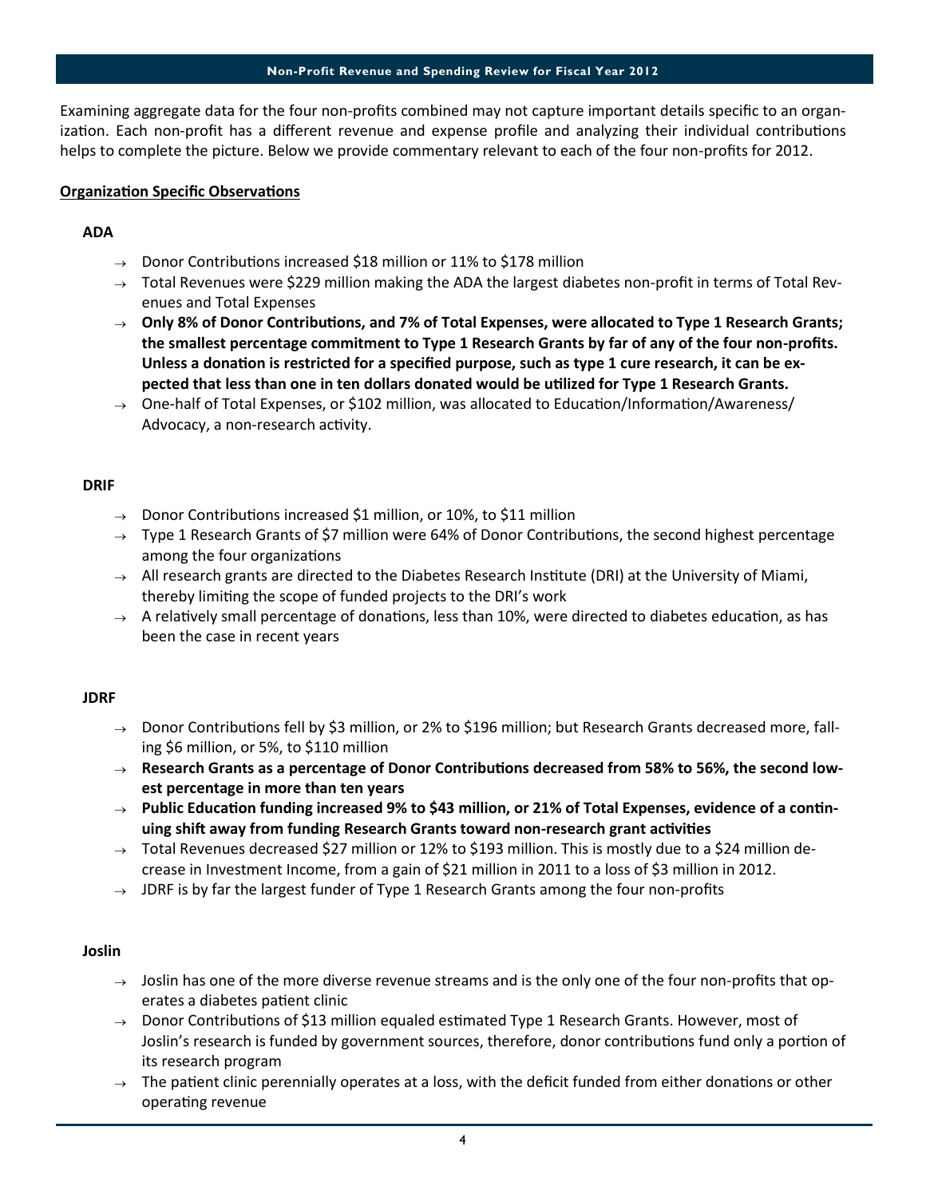Examining aggregate data for the four non-profits combined may not capture important details specific to an organization. Each non-profit has a different revenue and expense profile and analyzing their individual contributions helps to complete the picture. Below we provide commentary relevant to each of the four non-profits for 2012.

## Organization Specific Observations

### ADA

- Donor Contributions increased $18 million or 11% to $178 million
- Total Revenues were $229 million making the ADA the largest diabetes non-profit in terms of Total Revenues and Total Expenses
- **Only 8% of Donor Contributions, and 7% of Total Expenses, were allocated to Type 1 Research Grants; the smallest percentage commitment to Type 1 Research Grants by far of any of the four non-profits. Unless a donation is restricted for a specified purpose, such as type 1 cure research, it can be expected that less than one in ten dollars donated would be utilized for Type 1 Research Grants.**
- One-half of Total Expenses, or $102 million, was allocated to Education/Information/Awareness/Advocacy, a non-research activity.

### DRIF

- Donor Contributions increased $1 million, or 10%, to $11 million
- Type 1 Research Grants of $7 million were 64% of Donor Contributions, the second highest percentage among the four organizations
- All research grants are directed to the Diabetes Research Institute (DRI) at the University of Miami, thereby limiting the scope of funded projects to the DRI's work
- A relatively small percentage of donations, less than 10%, were directed to diabetes education, as has been the case in recent years

### JDRF

- Donor Contributions fell by $3 million, or 2% to $196 million; but Research Grants decreased more, falling $6 million, or 5%, to $110 million
- **Research Grants as a percentage of Donor Contributions decreased from 58% to 56%, the second lowest percentage in more than ten years**
- **Public Education funding increased 9% to $43 million, or 21% of Total Expenses, evidence of a continuing shift away from funding Research Grants toward non-research grant activities**
- Total Revenues decreased $27 million or 12% to $193 million. This is mostly due to a $24 million decrease in Investment Income, from a gain of $21 million in 2011 to a loss of $3 million in 2012.
- JDRF is by far the largest funder of Type 1 Research Grants among the four non-profits

### Joslin

- Joslin has one of the more diverse revenue streams and is the only one of the four non-profits that operates a diabetes patient clinic
- Donor Contributions of $13 million equaled estimated Type 1 Research Grants. However, most of Joslin's research is funded by government sources, therefore, donor contributions fund only a portion of its research program
- The patient clinic perennially operates at a loss, with the deficit funded from either donations or other operating revenue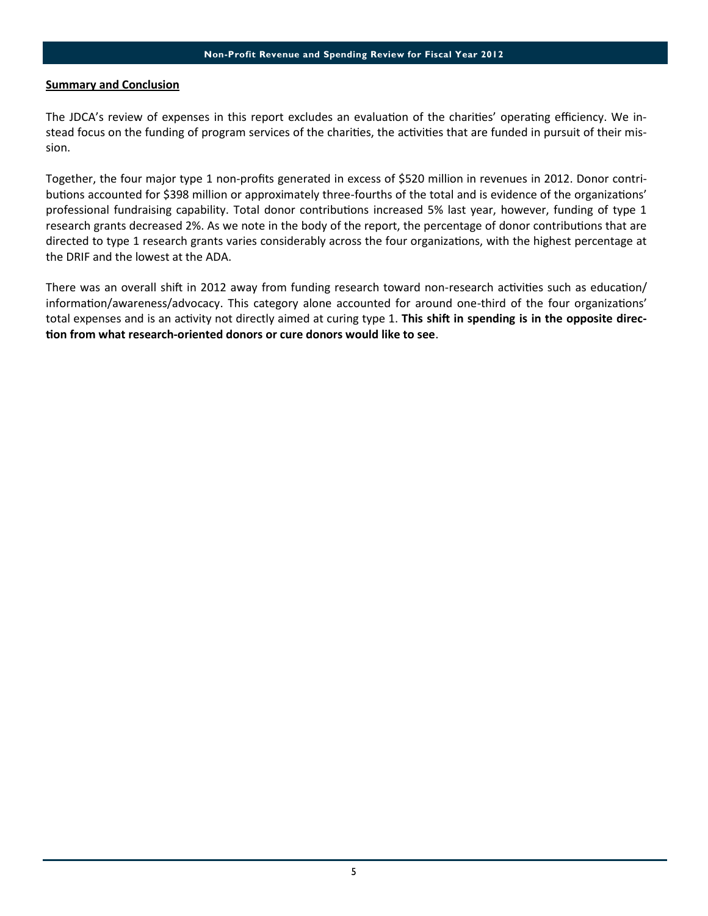**Summary and Conclusion**

The JDCA's review of expenses in this report excludes an evaluation of the charities' operating efficiency. We instead focus on the funding of program services of the charities, the activities that are funded in pursuit of their mission.

Together, the four major type 1 non-profits generated in excess of $520 million in revenues in 2012. Donor contributions accounted for $398 million or approximately three-fourths of the total and is evidence of the organizations' professional fundraising capability. Total donor contributions increased 5% last year, however, funding of type 1 research grants decreased 2%. As we note in the body of the report, the percentage of donor contributions that are directed to type 1 research grants varies considerably across the four organizations, with the highest percentage at the DRIF and the lowest at the ADA.

There was an overall shift in 2012 away from funding research toward non-research activities such as education/information/awareness/advocacy. This category alone accounted for around one-third of the four organizations' total expenses and is an activity not directly aimed at curing type 1. **This shift in spending is in the opposite direction from what research-oriented donors or cure donors would like to see**.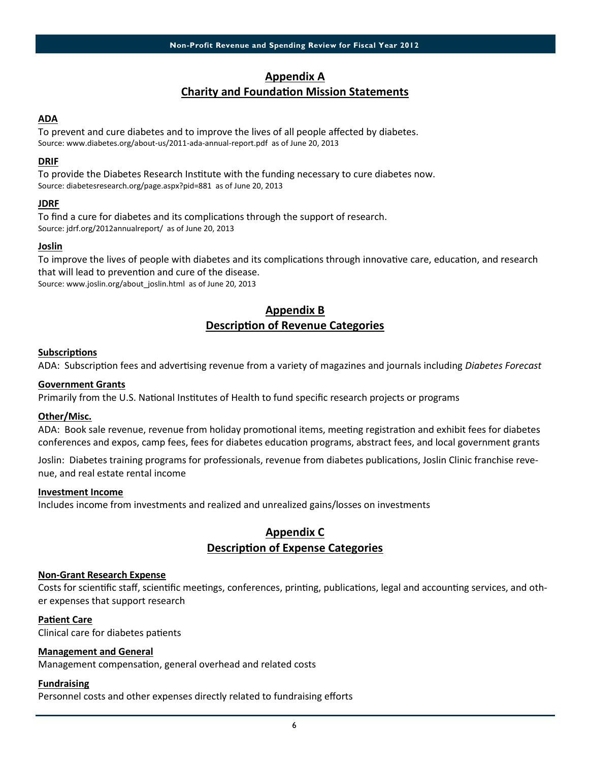## Appendix A
## Charity and Foundation Mission Statements

**ADA**

To prevent and cure diabetes and to improve the lives of all people affected by diabetes.
Source: www.diabetes.org/about-us/2011-ada-annual-report.pdf as of June 20, 2013

**DRIF**

To provide the Diabetes Research Institute with the funding necessary to cure diabetes now.
Source: diabetesresearch.org/page.aspx?pid=881 as of June 20, 2013

**JDRF**

To find a cure for diabetes and its complications through the support of research.
Source: jdrf.org/2012annualreport/ as of June 20, 2013

**Joslin**

To improve the lives of people with diabetes and its complications through innovative care, education, and research that will lead to prevention and cure of the disease.
Source: www.joslin.org/about_joslin.html as of June 20, 2013

## Appendix B
## Description of Revenue Categories

**Subscriptions**

ADA: Subscription fees and advertising revenue from a variety of magazines and journals including *Diabetes Forecast*

**Government Grants**

Primarily from the U.S. National Institutes of Health to fund specific research projects or programs

**Other/Misc.**

ADA: Book sale revenue, revenue from holiday promotional items, meeting registration and exhibit fees for diabetes conferences and expos, camp fees, fees for diabetes education programs, abstract fees, and local government grants

Joslin: Diabetes training programs for professionals, revenue from diabetes publications, Joslin Clinic franchise revenue, and real estate rental income

**Investment Income**

Includes income from investments and realized and unrealized gains/losses on investments

## Appendix C
## Description of Expense Categories

**Non-Grant Research Expense**

Costs for scientific staff, scientific meetings, conferences, printing, publications, legal and accounting services, and other expenses that support research

**Patient Care**

Clinical care for diabetes patients

**Management and General**

Management compensation, general overhead and related costs

**Fundraising**

Personnel costs and other expenses directly related to fundraising efforts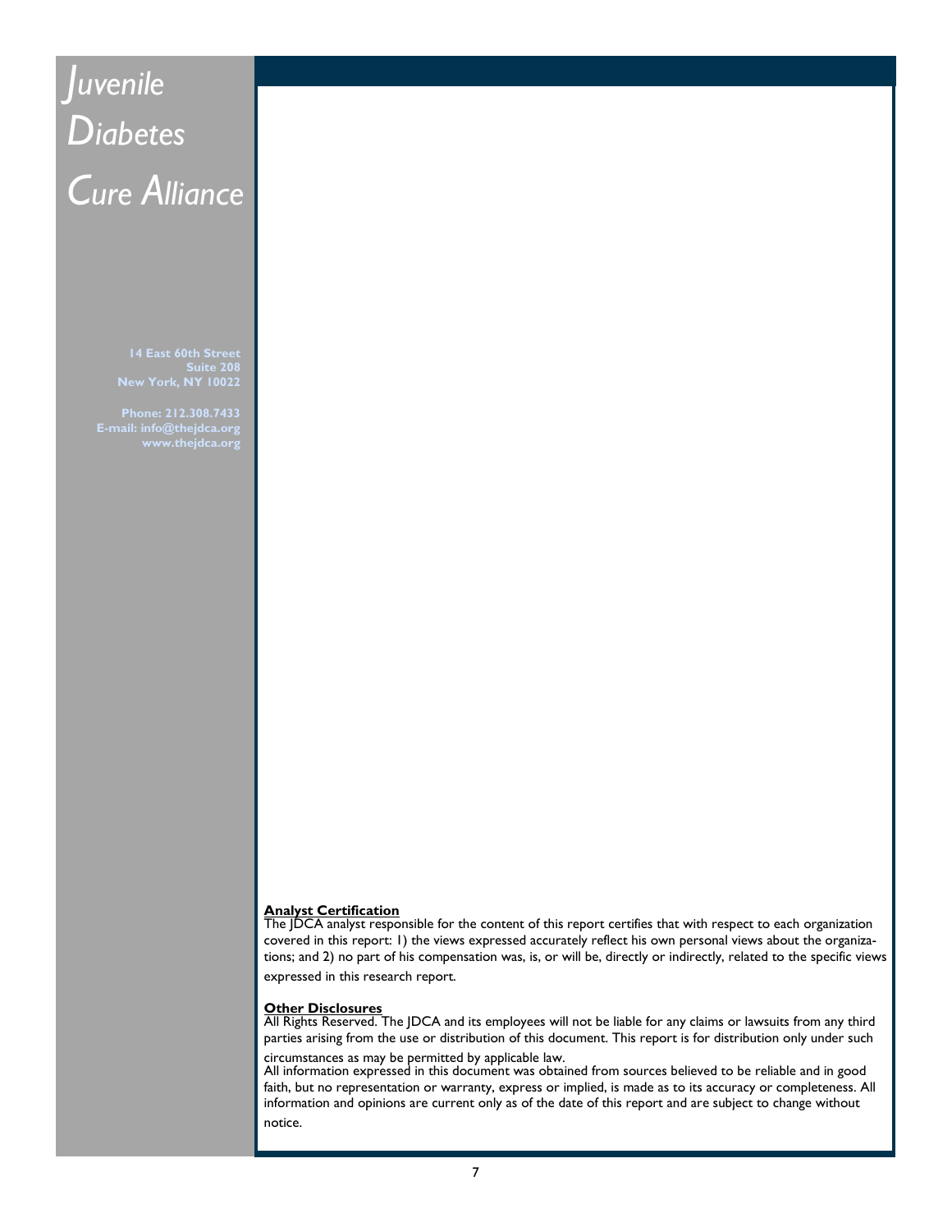*Juvenile Diabetes Cure Alliance*

14 East 60th Street
Suite 208
New York, NY 10022

Phone: 212.308.7433
E-mail: info@thejdca.org
www.thejdca.org

**Analyst Certification**

The JDCA analyst responsible for the content of this report certifies that with respect to each organization covered in this report: 1) the views expressed accurately reflect his own personal views about the organizations; and 2) no part of his compensation was, is, or will be, directly or indirectly, related to the specific views expressed in this research report.

**Other Disclosures**

All Rights Reserved. The JDCA and its employees will not be liable for any claims or lawsuits from any third parties arising from the use or distribution of this document. This report is for distribution only under such circumstances as may be permitted by applicable law.
All information expressed in this document was obtained from sources believed to be reliable and in good faith, but no representation or warranty, express or implied, is made as to its accuracy or completeness. All information and opinions are current only as of the date of this report and are subject to change without notice.